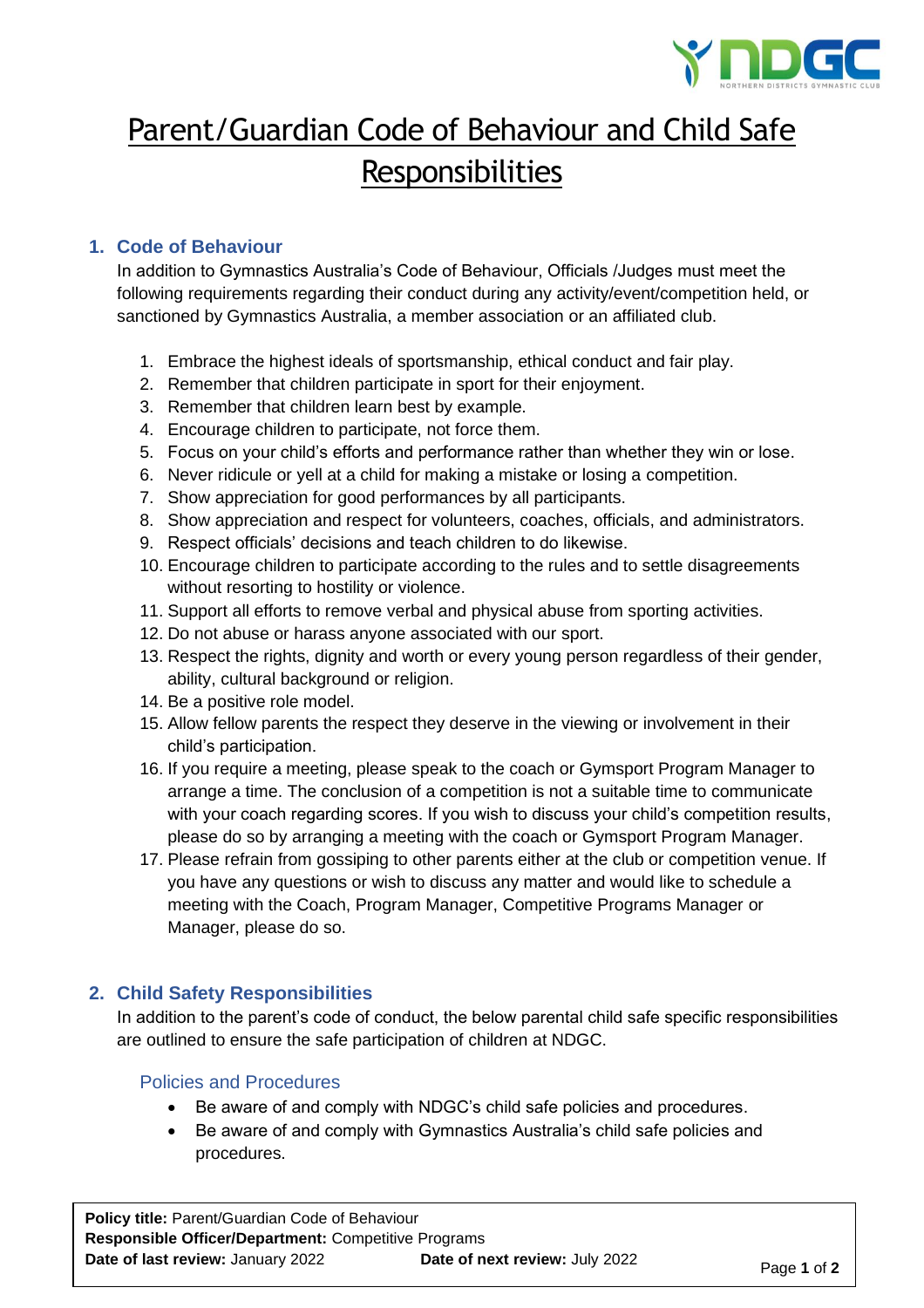# Parent/Guardian Code of Behaviour and Child Safe Responsibilities

## 1. Code of Behaviour

In addition to Gymnastics Australia's Code of Behaviour, Officials /Judges must meet the following requirements regarding their conduct during any activity/event/competition held, or sanctioned by Gymnastics Australia, a member association or an affiliated club.

1. Embrace the highest ideals of sportsmanship, ethical conduct and fair play.
2. Remember that children participate in sport for their enjoyment.
3. Remember that children learn best by example.
4. Encourage children to participate, not force them.
5. Focus on your child's efforts and performance rather than whether they win or lose.
6. Never ridicule or yell at a child for making a mistake or losing a competition.
7. Show appreciation for good performances by all participants.
8. Show appreciation and respect for volunteers, coaches, officials, and administrators.
9. Respect officials' decisions and teach children to do likewise.
10. Encourage children to participate according to the rules and to settle disagreements without resorting to hostility or violence.
11. Support all efforts to remove verbal and physical abuse from sporting activities.
12. Do not abuse or harass anyone associated with our sport.
13. Respect the rights, dignity and worth or every young person regardless of their gender, ability, cultural background or religion.
14. Be a positive role model.
15. Allow fellow parents the respect they deserve in the viewing or involvement in their child's participation.
16. If you require a meeting, please speak to the coach or Gymsport Program Manager to arrange a time. The conclusion of a competition is not a suitable time to communicate with your coach regarding scores. If you wish to discuss your child's competition results, please do so by arranging a meeting with the coach or Gymsport Program Manager.
17. Please refrain from gossiping to other parents either at the club or competition venue. If you have any questions or wish to discuss any matter and would like to schedule a meeting with the Coach, Program Manager, Competitive Programs Manager or Manager, please do so.

## 2. Child Safety Responsibilities

In addition to the parent's code of conduct, the below parental child safe specific responsibilities are outlined to ensure the safe participation of children at NDGC.

### Policies and Procedures

- Be aware of and comply with NDGC's child safe policies and procedures.
- Be aware of and comply with Gymnastics Australia's child safe policies and procedures.

**Policy title:** Parent/Guardian Code of Behaviour
**Responsible Officer/Department:** Competitive Programs
**Date of last review:** January 2022 **Date of next review:** July 2022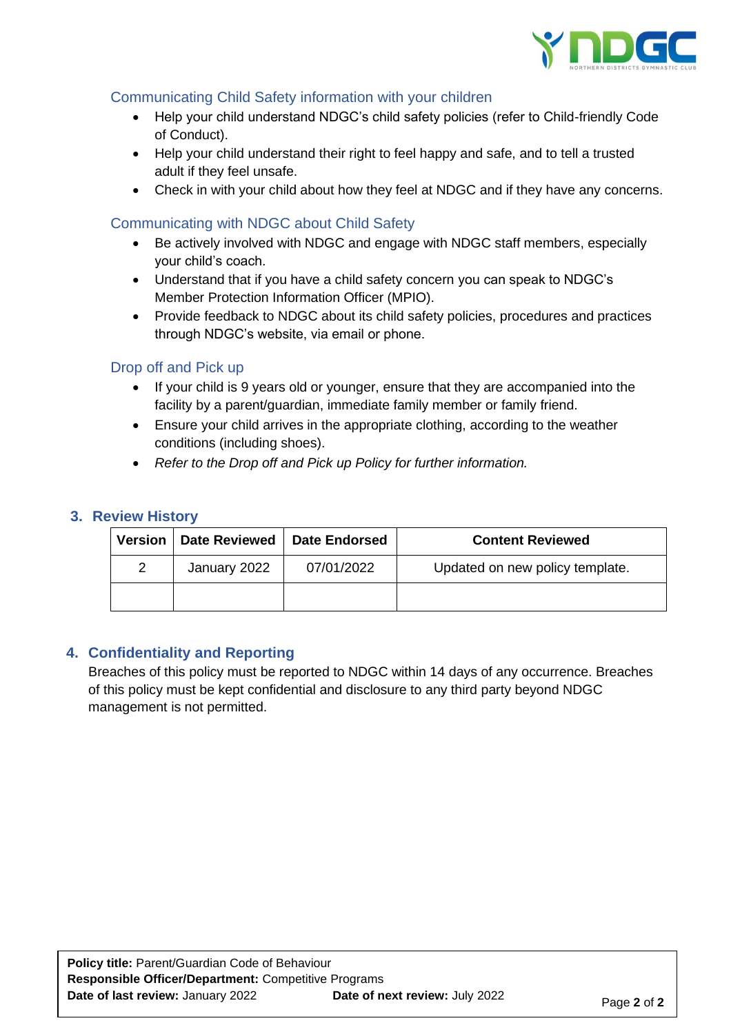### Communicating Child Safety information with your children

- Help your child understand NDGC's child safety policies (refer to Child-friendly Code of Conduct).
- Help your child understand their right to feel happy and safe, and to tell a trusted adult if they feel unsafe.
- Check in with your child about how they feel at NDGC and if they have any concerns.

### Communicating with NDGC about Child Safety

- Be actively involved with NDGC and engage with NDGC staff members, especially your child's coach.
- Understand that if you have a child safety concern you can speak to NDGC's Member Protection Information Officer (MPIO).
- Provide feedback to NDGC about its child safety policies, procedures and practices through NDGC's website, via email or phone.

### Drop off and Pick up

- If your child is 9 years old or younger, ensure that they are accompanied into the facility by a parent/guardian, immediate family member or family friend.
- Ensure your child arrives in the appropriate clothing, according to the weather conditions (including shoes).
- *Refer to the Drop off and Pick up Policy for further information.*

## 3. Review History

| Version | Date Reviewed | Date Endorsed | Content Reviewed |
| --- | --- | --- | --- |
| 2 | January 2022 | 07/01/2022 | Updated on new policy template. |
| | | | |

## 4. Confidentiality and Reporting

Breaches of this policy must be reported to NDGC within 14 days of any occurrence. Breaches of this policy must be kept confidential and disclosure to any third party beyond NDGC management is not permitted.